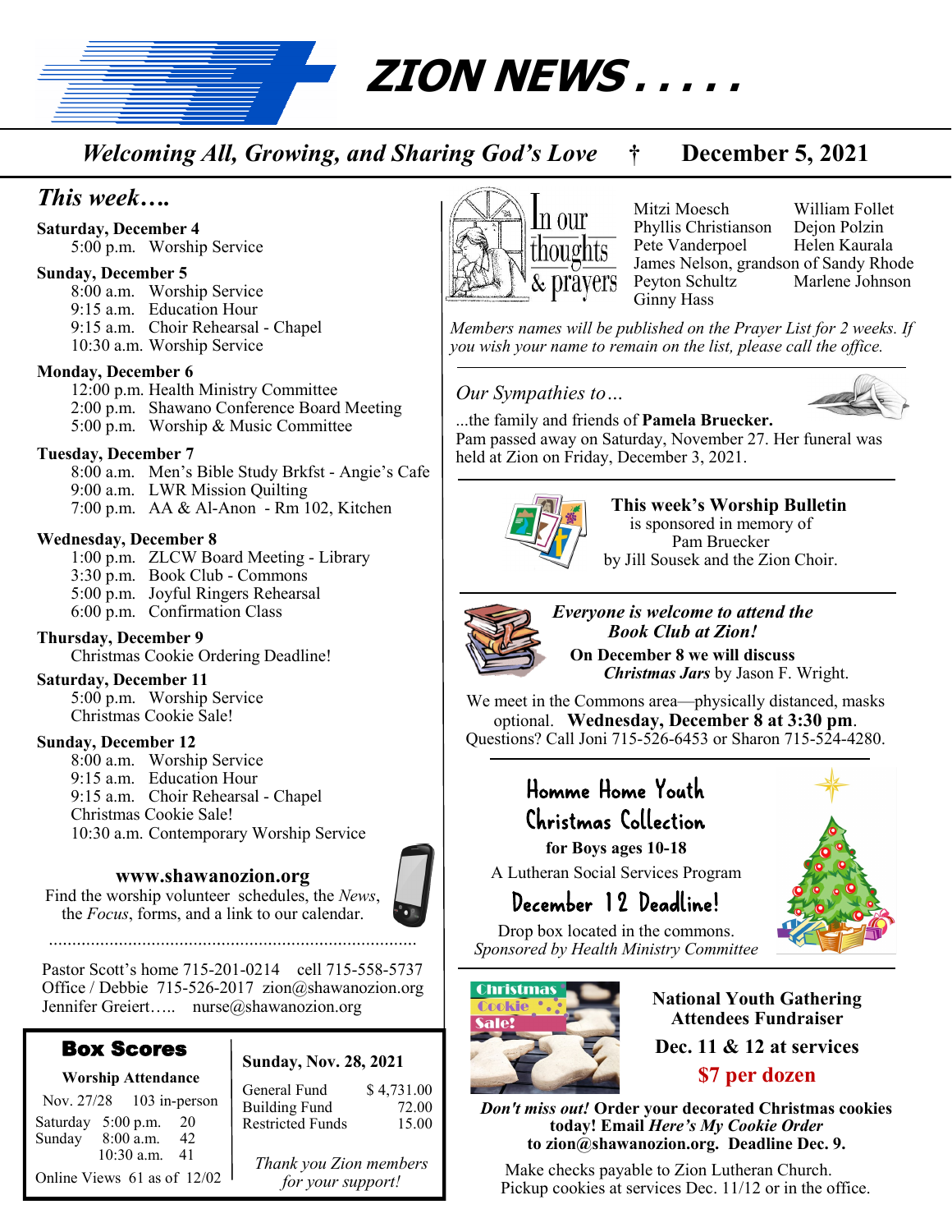# ZION NEWS . . . . .

*Welcoming All, Growing, and Sharing God's Love* † **December 5, 2021**

## *This week….*

**Saturday, December 4**
5:00 p.m. Worship Service

**Sunday, December 5**
8:00 a.m. Worship Service
9:15 a.m. Education Hour
9:15 a.m. Choir Rehearsal - Chapel
10:30 a.m. Worship Service

**Monday, December 6**
12:00 p.m. Health Ministry Committee
2:00 p.m. Shawano Conference Board Meeting
5:00 p.m. Worship & Music Committee

**Tuesday, December 7**
8:00 a.m. Men's Bible Study Brkfst - Angie's Cafe
9:00 a.m. LWR Mission Quilting
7:00 p.m. AA & Al-Anon - Rm 102, Kitchen

**Wednesday, December 8**
1:00 p.m. ZLCW Board Meeting - Library
3:30 p.m. Book Club - Commons
5:00 p.m. Joyful Ringers Rehearsal
6:00 p.m. Confirmation Class

**Thursday, December 9**
Christmas Cookie Ordering Deadline!

**Saturday, December 11**
5:00 p.m. Worship Service
Christmas Cookie Sale!

**Sunday, December 12**
8:00 a.m. Worship Service
9:15 a.m. Education Hour
9:15 a.m. Choir Rehearsal - Chapel
Christmas Cookie Sale!
10:30 a.m. Contemporary Worship Service

**www.shawanozion.org**
Find the worship volunteer schedules, the *News*, the *Focus*, forms, and a link to our calendar.

Pastor Scott's home 715-201-0214 cell 715-558-5737
Office / Debbie 715-526-2017 zion@shawanozion.org
Jennifer Greiert….. nurse@shawanozion.org

## Box Scores

**Worship Attendance**
Nov. 27/28 103 in-person

| | |
|---|---|
| Saturday 5:00 p.m. | 20 |
| Sunday 8:00 a.m. | 42 |
| 10:30 a.m. | 41 |

Online Views 61 as of 12/02

**Sunday, Nov. 28, 2021**

| | |
|---|---|
| General Fund | $ 4,731.00 |
| Building Fund | 72.00 |
| Restricted Funds | 15.00 |

*Thank you Zion members for your support!*

## In our thoughts & prayers

Mitzi Moesch
Phyllis Christianson
Pete Vanderpoel
James Nelson, grandson of Sandy Rhode
Peyton Schultz
Ginny Hass
William Follet
Dejon Polzin
Helen Kaurala
Marlene Johnson

*Members names will be published on the Prayer List for 2 weeks. If you wish your name to remain on the list, please call the office.*

## *Our Sympathies to…*

...the family and friends of **Pamela Bruecker.** Pam passed away on Saturday, November 27. Her funeral was held at Zion on Friday, December 3, 2021.

**This week's Worship Bulletin**
is sponsored in memory of
Pam Bruecker
by Jill Sousek and the Zion Choir.

***Everyone is welcome to attend the Book Club at Zion!***

**On December 8 we will discuss *Christmas Jars*** by Jason F. Wright.

We meet in the Commons area—physically distanced, masks optional. **Wednesday, December 8 at 3:30 pm**. Questions? Call Joni 715-526-6453 or Sharon 715-524-4280.

## Homme Home Youth Christmas Collection

**for Boys ages 10-18**
A Lutheran Social Services Program

**December 12 Deadline!**

Drop box located in the commons.
*Sponsored by Health Ministry Committee*

**Christmas Cookie Sale!**

**National Youth Gathering Attendees Fundraiser**

**Dec. 11 & 12 at services**

**$7 per dozen**

***Don't miss out!* Order your decorated Christmas cookies today! Email *Here's My Cookie Order* to zion@shawanozion.org. Deadline Dec. 9.**

Make checks payable to Zion Lutheran Church.
Pickup cookies at services Dec. 11/12 or in the office.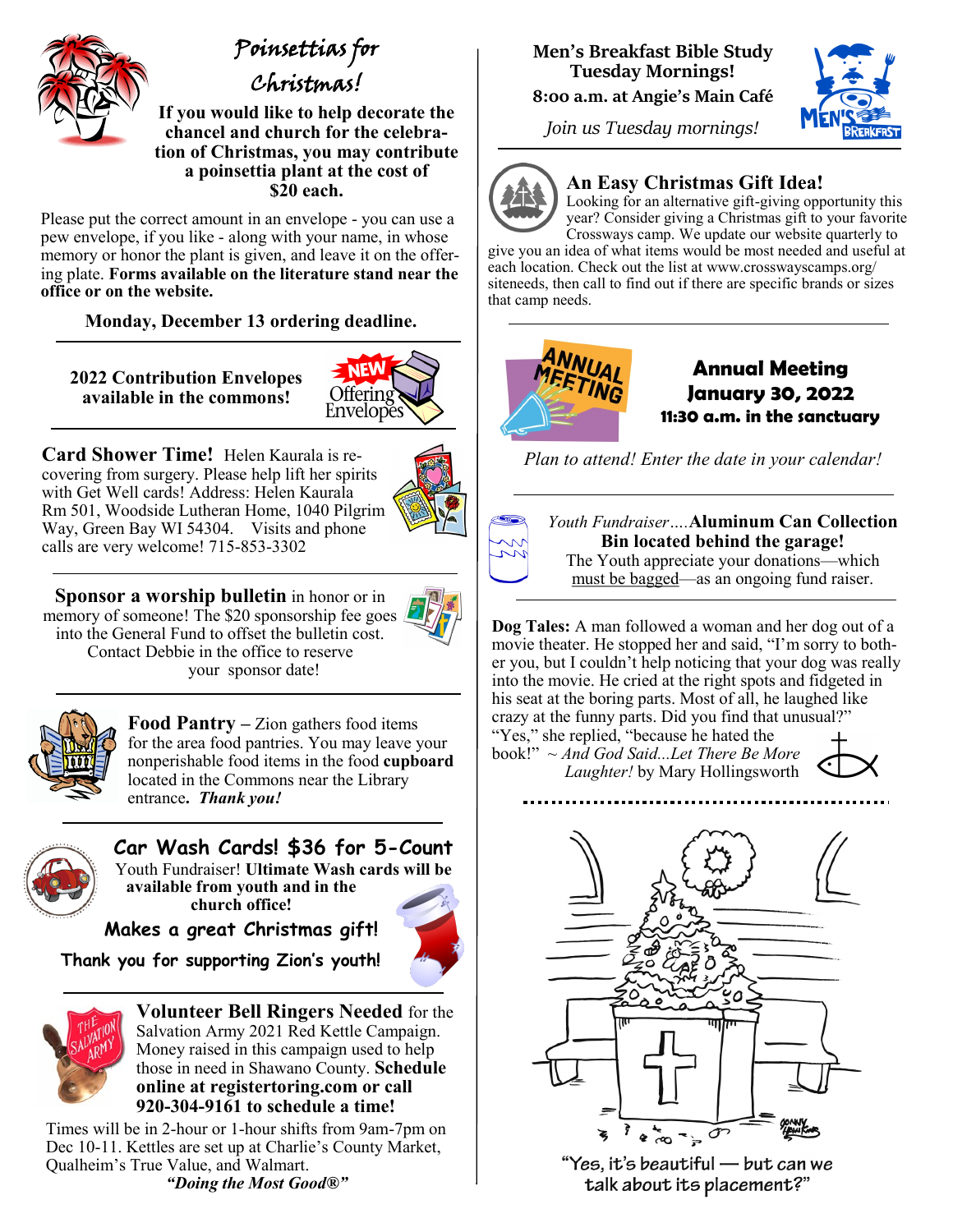## Poinsettias for Christmas!

**If you would like to help decorate the chancel and church for the celebration of Christmas, you may contribute a poinsettia plant at the cost of $20 each.**

Please put the correct amount in an envelope - you can use a pew envelope, if you like - along with your name, in whose memory or honor the plant is given, and leave it on the offering plate. **Forms available on the literature stand near the office or on the website.**

**Monday, December 13 ordering deadline.**

---

**2022 Contribution Envelopes available in the commons!**

NEW Offering Envelopes

---

**Card Shower Time!** Helen Kaurala is recovering from surgery. Please help lift her spirits with Get Well cards! Address: Helen Kaurala Rm 501, Woodside Lutheran Home, 1040 Pilgrim Way, Green Bay WI 54304. Visits and phone calls are very welcome! 715-853-3302

---

**Sponsor a worship bulletin** in honor or in memory of someone! The $20 sponsorship fee goes into the General Fund to offset the bulletin cost. Contact Debbie in the office to reserve your sponsor date!

---

**Food Pantry** – Zion gathers food items for the area food pantries. You may leave your nonperishable food items in the food **cupboard** located in the Commons near the Library entrance**.** ***Thank you!***

---

**Car Wash Cards! $36 for 5-Count**

Youth Fundraiser! **Ultimate Wash cards will be available from youth and in the church office!**

**Makes a great Christmas gift!**

**Thank you for supporting Zion's youth!**

---

**Volunteer Bell Ringers Needed** for the Salvation Army 2021 Red Kettle Campaign. Money raised in this campaign used to help those in need in Shawano County. **Schedule online at registertoring.com or call 920-304-9161 to schedule a time!**

Times will be in 2-hour or 1-hour shifts from 9am-7pm on Dec 10-11. Kettles are set up at Charlie's County Market, Qualheim's True Value, and Walmart.

***"Doing the Most Good®"***

---

**Men's Breakfast Bible Study Tuesday Mornings!**

**8:00 a.m. at Angie's Main Café**

*Join us Tuesday mornings!*

---

**An Easy Christmas Gift Idea!**

Looking for an alternative gift-giving opportunity this year? Consider giving a Christmas gift to your favorite Crossways camp. We update our website quarterly to give you an idea of what items would be most needed and useful at each location. Check out the list at www.crosswayscamps.org/siteneeds, then call to find out if there are specific brands or sizes that camp needs.

---

**Annual Meeting**

**January 30, 2022**

**11:30 a.m. in the sanctuary**

*Plan to attend! Enter the date in your calendar!*

---

*Youth Fundraiser....***Aluminum Can Collection Bin located behind the garage!** The Youth appreciate your donations—which must be bagged—as an ongoing fund raiser.

---

**Dog Tales:** A man followed a woman and her dog out of a movie theater. He stopped her and said, "I'm sorry to bother you, but I couldn't help noticing that your dog was really into the movie. He cried at the right spots and fidgeted in his seat at the boring parts. Most of all, he laughed like crazy at the funny parts. Did you find that unusual?" "Yes," she replied, "because he hated the book!" *~ And God Said...Let There Be More Laughter!* by Mary Hollingsworth

---

"Yes, it's beautiful — but can we talk about its placement?"